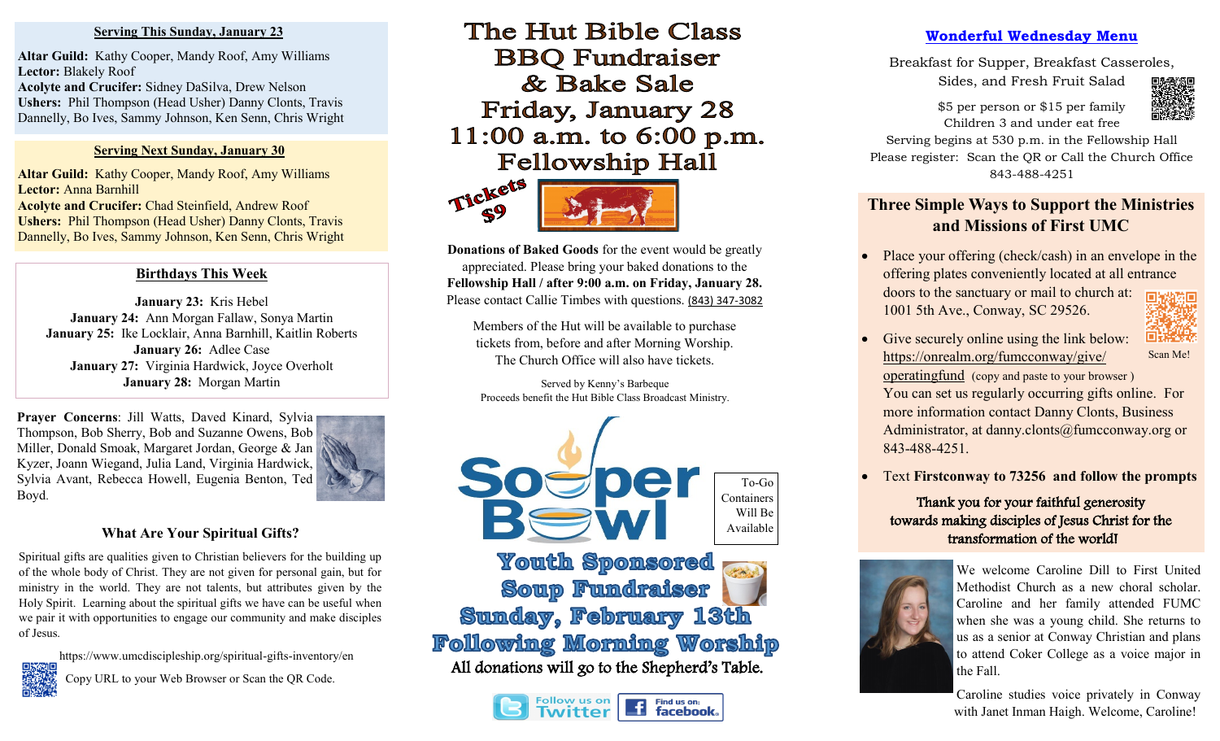## Serving This Sunday, January 23

**Altar Guild:** Kathy Cooper, Mandy Roof, Amy Williams
**Lector:** Blakely Roof
**Acolyte and Crucifer:** Sidney DaSilva, Drew Nelson
**Ushers:** Phil Thompson (Head Usher) Danny Clonts, Travis Dannelly, Bo Ives, Sammy Johnson, Ken Senn, Chris Wright

## Serving Next Sunday, January 30

**Altar Guild:** Kathy Cooper, Mandy Roof, Amy Williams
**Lector:** Anna Barnhill
**Acolyte and Crucifer:** Chad Steinfield, Andrew Roof
**Ushers:** Phil Thompson (Head Usher) Danny Clonts, Travis Dannelly, Bo Ives, Sammy Johnson, Ken Senn, Chris Wright

## Birthdays This Week

**January 23:** Kris Hebel
**January 24:** Ann Morgan Fallaw, Sonya Martin
**January 25:** Ike Locklair, Anna Barnhill, Kaitlin Roberts
**January 26:** Adlee Case
**January 27:** Virginia Hardwick, Joyce Overholt
**January 28:** Morgan Martin

**Prayer Concerns**: Jill Watts, Daved Kinard, Sylvia Thompson, Bob Sherry, Bob and Suzanne Owens, Bob Miller, Donald Smoak, Margaret Jordan, George & Jan Kyzer, Joann Wiegand, Julia Land, Virginia Hardwick, Sylvia Avant, Rebecca Howell, Eugenia Benton, Ted Boyd.

## What Are Your Spiritual Gifts?

Spiritual gifts are qualities given to Christian believers for the building up of the whole body of Christ. They are not given for personal gain, but for ministry in the world. They are not talents, but attributes given by the Holy Spirit. Learning about the spiritual gifts we have can be useful when we pair it with opportunities to engage our community and make disciples of Jesus.

https://www.umcdiscipleship.org/spiritual-gifts-inventory/en

Copy URL to your Web Browser or Scan the QR Code.

# The Hut Bible Class BBQ Fundraiser & Bake Sale
# Friday, January 28
# 11:00 a.m. to 6:00 p.m.
# Fellowship Hall

Tickets $9

**Donations of Baked Goods** for the event would be greatly appreciated. Please bring your baked donations to the **Fellowship Hall / after 9:00 a.m. on Friday, January 28.** Please contact Callie Timbes with questions. (843) 347-3082

Members of the Hut will be available to purchase tickets from, before and after Morning Worship. The Church Office will also have tickets.

Served by Kenny's Barbeque
Proceeds benefit the Hut Bible Class Broadcast Ministry.

# Souper Bowl

To-Go Containers Will Be Available

## Youth Sponsored Soup Fundraiser
## Sunday, February 13th
## Following Morning Worship

All donations will go to the Shepherd's Table.

Follow us on Twitter | Find us on: facebook

## Wonderful Wednesday Menu

Breakfast for Supper, Breakfast Casseroles, Sides, and Fresh Fruit Salad

$5 per person or $15 per family
Children 3 and under eat free
Serving begins at 530 p.m. in the Fellowship Hall
Please register: Scan the QR or Call the Church Office
843-488-4251

## Three Simple Ways to Support the Ministries and Missions of First UMC

- Place your offering (check/cash) in an envelope in the offering plates conveniently located at all entrance doors to the sanctuary or mail to church at: 1001 5th Ave., Conway, SC 29526.
- Give securely online using the link below: https://onrealm.org/fumcconway/give/operatingfund (copy and paste to your browser ) You can set us regularly occurring gifts online. For more information contact Danny Clonts, Business Administrator, at danny.clonts@fumcconway.org or 843-488-4251.
- Text **Firstconway to 73256 and follow the prompts**

Scan Me!

Thank you for your faithful generosity towards making disciples of Jesus Christ for the transformation of the world!

We welcome Caroline Dill to First United Methodist Church as a new choral scholar. Caroline and her family attended FUMC when she was a young child. She returns to us as a senior at Conway Christian and plans to attend Coker College as a voice major in the Fall.

Caroline studies voice privately in Conway with Janet Inman Haigh. Welcome, Caroline!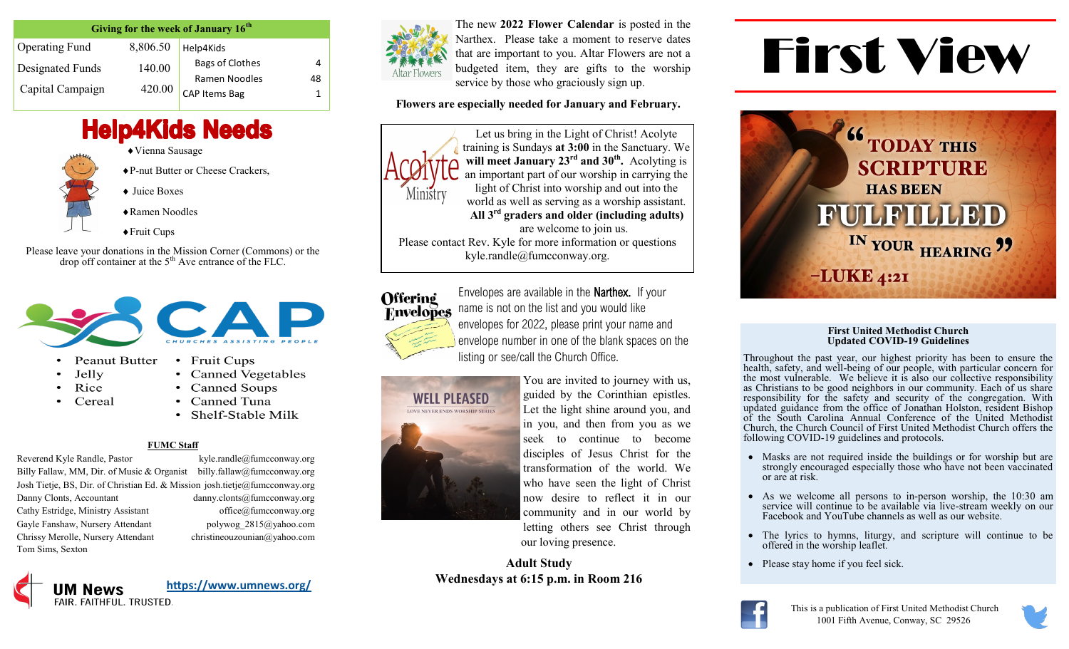| Giving for the week of January 16th | | | |
|---|---|---|---|
| Operating Fund | 8,806.50 | Help4Kids | |
| Designated Funds | 140.00 | Bags of Clothes | 4 |
| | | Ramen Noodles | 48 |
| Capital Campaign | 420.00 | CAP Items Bag | 1 |

## Help4Kids Needs

- Vienna Sausage
- P-nut Butter or Cheese Crackers,
- Juice Boxes
- Ramen Noodles
- Fruit Cups

Please leave your donations in the Mission Corner (Commons) or the drop off container at the 5th Ave entrance of the FLC.

## CAP

CHURCHES ASSISTING PEOPLE

- Peanut Butter
- Jelly
- Rice
- Cereal
- Fruit Cups
- Canned Vegetables
- Canned Soups
- Canned Tuna
- Shelf-Stable Milk

### FUMC Staff

| | |
|---|---|
| Reverend Kyle Randle, Pastor | kyle.randle@fumcconway.org |
| Billy Fallaw, MM, Dir. of Music & Organist | billy.fallaw@fumcconway.org |
| Josh Tietje, BS, Dir. of Christian Ed. & Mission | josh.tietje@fumcconway.org |
| Danny Clonts, Accountant | danny.clonts@fumcconway.org |
| Cathy Estridge, Ministry Assistant | office@fumcconway.org |
| Gayle Fanshaw, Nursery Attendant | polywog_2815@yahoo.com |
| Chrissy Merolle, Nursery Attendant | christineouzounian@yahoo.com |
| Tom Sims, Sexton | |

UM News FAIR. FAITHFUL. TRUSTED. https://www.umnews.org/

Altar Flowers

The new **2022 Flower Calendar** is posted in the Narthex. Please take a moment to reserve dates that are important to you. Altar Flowers are not a budgeted item, they are gifts to the worship service by those who graciously sign up.

**Flowers are especially needed for January and February.**

Acolyte Ministry

Let us bring in the Light of Christ! Acolyte training is Sundays **at 3:00** in the Sanctuary. We **will meet January 23rd and 30th.** Acolyting is an important part of our worship in carrying the light of Christ into worship and out into the world as well as serving as a worship assistant. **All 3rd graders and older (including adults)** are welcome to join us.

Please contact Rev. Kyle for more information or questions kyle.randle@fumcconway.org.

Offering Envelopes

Envelopes are available in the **Narthex.** If your name is not on the list and you would like envelopes for 2022, please print your name and envelope number in one of the blank spaces on the listing or see/call the Church Office.

WELL PLEASED — LOVE NEVER ENDS WORSHIP SERIES

You are invited to journey with us, guided by the Corinthian epistles. Let the light shine around you, and in you, and then from you as we seek to continue to become disciples of Jesus Christ for the transformation of the world. We who have seen the light of Christ now desire to reflect it in our community and in our world by letting others see Christ through our loving presence.

**Adult Study**
**Wednesdays at 6:15 p.m. in Room 216**

# First View

"TODAY THIS SCRIPTURE HAS BEEN FULFILLED IN YOUR HEARING" –LUKE 4:21

**First United Methodist Church**
**Updated COVID-19 Guidelines**

Throughout the past year, our highest priority has been to ensure the health, safety, and well-being of our people, with particular concern for the most vulnerable. We believe it is also our collective responsibility as Christians to be good neighbors in our community. Each of us share responsibility for the safety and security of the congregation. With updated guidance from the office of Jonathan Holston, resident Bishop of the South Carolina Annual Conference of the United Methodist Church, the Church Council of First United Methodist Church offers the following COVID-19 guidelines and protocols.

- Masks are not required inside the buildings or for worship but are strongly encouraged especially those who have not been vaccinated or are at risk.
- As we welcome all persons to in-person worship, the 10:30 am service will continue to be available via live-stream weekly on our Facebook and YouTube channels as well as our website.
- The lyrics to hymns, liturgy, and scripture will continue to be offered in the worship leaflet.
- Please stay home if you feel sick.

This is a publication of First United Methodist Church
1001 Fifth Avenue, Conway, SC 29526